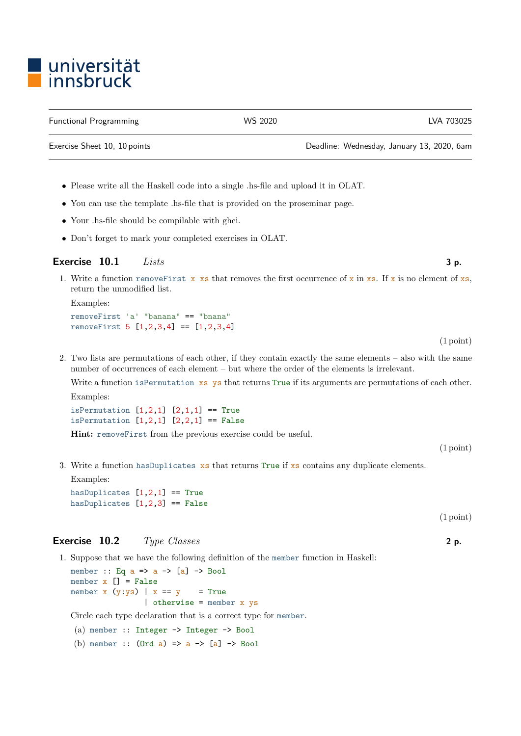universität innsbruck

| Functional Programming | WS 2020 | LVA 703025 |
|---|---|---|
| Exercise Sheet 10, 10 points | | Deadline: Wednesday, January 13, 2020, 6am |

- Please write all the Haskell code into a single .hs-file and upload it in OLAT.
- You can use the template .hs-file that is provided on the proseminar page.
- Your .hs-file should be compilable with ghci.
- Don't forget to mark your completed exercises in OLAT.

## Exercise 10.1 *Lists* **3 p.**

1. Write a function `removeFirst x xs` that removes the first occurrence of `x` in `xs`. If `x` is no element of `xs`, return the unmodified list.

   Examples:

   ```
   removeFirst 'a' "banana" == "bnana"
   removeFirst 5 [1,2,3,4] == [1,2,3,4]
   ```

   (1 point)

2. Two lists are permutations of each other, if they contain exactly the same elements – also with the same number of occurrences of each element – but where the order of the elements is irrelevant.

   Write a function `isPermutation xs ys` that returns `True` if its arguments are permutations of each other.

   Examples:

   ```
   isPermutation [1,2,1] [2,1,1] == True
   isPermutation [1,2,1] [2,2,1] == False
   ```

   **Hint:** `removeFirst` from the previous exercise could be useful.

   (1 point)

3. Write a function `hasDuplicates xs` that returns `True` if `xs` contains any duplicate elements.

   Examples:

   ```
   hasDuplicates [1,2,1] == True
   hasDuplicates [1,2,3] == False
   ```

   (1 point)

## Exercise 10.2 *Type Classes* **2 p.**

1. Suppose that we have the following definition of the `member` function in Haskell:

   ```
   member :: Eq a => a -> [a] -> Bool
   member x [] = False
   member x (y:ys) | x == y    = True
                   | otherwise = member x ys
   ```

   Circle each type declaration that is a correct type for `member`.

   (a) `member :: Integer -> Integer -> Bool`

   (b) `member :: (Ord a) => a -> [a] -> Bool`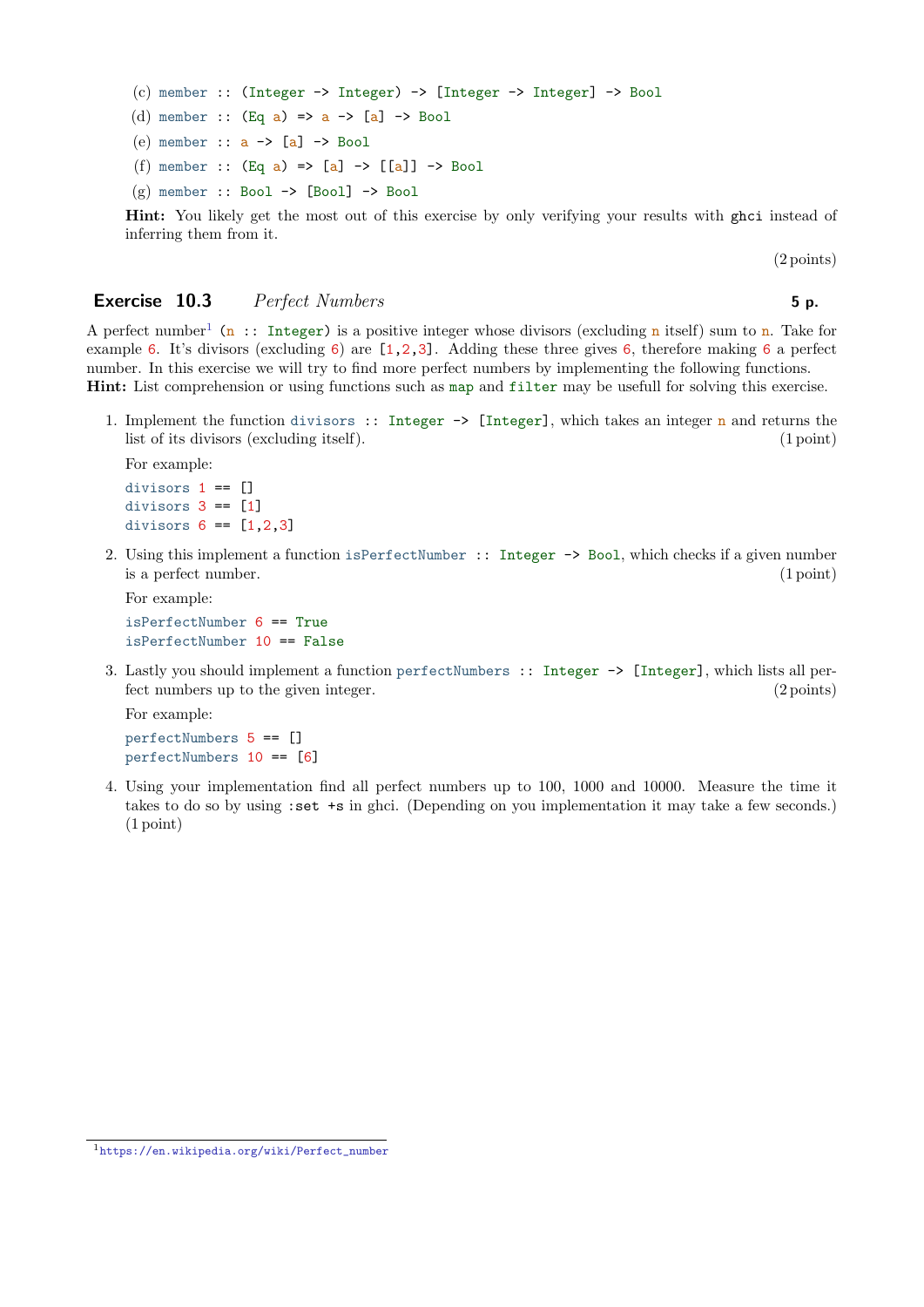(c) `member :: (Integer -> Integer) -> [Integer -> Integer] -> Bool`

(d) `member :: (Eq a) => a -> [a] -> Bool`

(e) `member :: a -> [a] -> Bool`

(f) `member :: (Eq a) => [a] -> [[a]] -> Bool`

(g) `member :: Bool -> [Bool] -> Bool`

**Hint:** You likely get the most out of this exercise by only verifying your results with `ghci` instead of inferring them from it.

(2 points)

## Exercise 10.3 *Perfect Numbers* **5 p.**

A perfect number[1] (`n :: Integer`) is a positive integer whose divisors (excluding `n` itself) sum to `n`. Take for example `6`. It's divisors (excluding `6`) are `[1,2,3]`. Adding these three gives `6`, therefore making `6` a perfect number. In this exercise we will try to find more perfect numbers by implementing the following functions.
**Hint:** List comprehension or using functions such as `map` and `filter` may be usefull for solving this exercise.

1. Implement the function `divisors :: Integer -> [Integer]`, which takes an integer `n` and returns the list of its divisors (excluding itself). (1 point)

   For example:

   ```
   divisors 1 == []
   divisors 3 == [1]
   divisors 6 == [1,2,3]
   ```

2. Using this implement a function `isPerfectNumber :: Integer -> Bool`, which checks if a given number is a perfect number. (1 point)

   For example:

   ```
   isPerfectNumber 6 == True
   isPerfectNumber 10 == False
   ```

3. Lastly you should implement a function `perfectNumbers :: Integer -> [Integer]`, which lists all perfect numbers up to the given integer. (2 points)

   For example:

   ```
   perfectNumbers 5 == []
   perfectNumbers 10 == [6]
   ```

4. Using your implementation find all perfect numbers up to 100, 1000 and 10000. Measure the time it takes to do so by using `:set +s` in ghci. (Depending on you implementation it may take a few seconds.) (1 point)

[1] https://en.wikipedia.org/wiki/Perfect_number